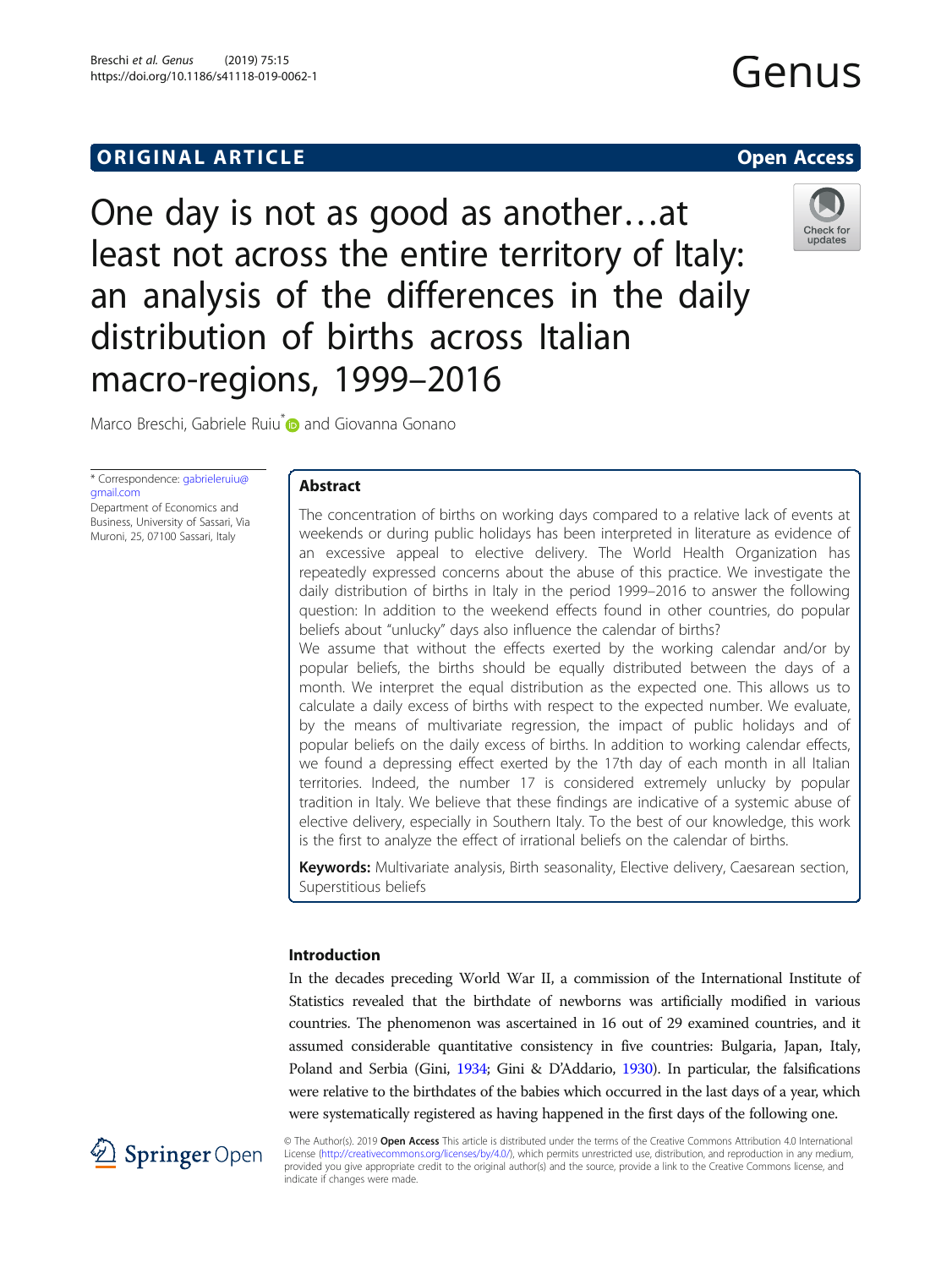ORIGINAL ARTICLE

Open Access

# One day is not as good as another…at least not across the entire territory of Italy: an analysis of the differences in the daily distribution of births across Italian macro-regions, 1999–2016

Marco Breschi, Gabriele Ruiu* and Giovanna Gonano

\* Correspondence: gabrieleruiu@gmail.com
Department of Economics and Business, University of Sassari, Via Muroni, 25, 07100 Sassari, Italy

## Abstract

The concentration of births on working days compared to a relative lack of events at weekends or during public holidays has been interpreted in literature as evidence of an excessive appeal to elective delivery. The World Health Organization has repeatedly expressed concerns about the abuse of this practice. We investigate the daily distribution of births in Italy in the period 1999–2016 to answer the following question: In addition to the weekend effects found in other countries, do popular beliefs about "unlucky" days also influence the calendar of births?

We assume that without the effects exerted by the working calendar and/or by popular beliefs, the births should be equally distributed between the days of a month. We interpret the equal distribution as the expected one. This allows us to calculate a daily excess of births with respect to the expected number. We evaluate, by the means of multivariate regression, the impact of public holidays and of popular beliefs on the daily excess of births. In addition to working calendar effects, we found a depressing effect exerted by the 17th day of each month in all Italian territories. Indeed, the number 17 is considered extremely unlucky by popular tradition in Italy. We believe that these findings are indicative of a systemic abuse of elective delivery, especially in Southern Italy. To the best of our knowledge, this work is the first to analyze the effect of irrational beliefs on the calendar of births.

**Keywords:** Multivariate analysis, Birth seasonality, Elective delivery, Caesarean section, Superstitious beliefs

## Introduction

In the decades preceding World War II, a commission of the International Institute of Statistics revealed that the birthdate of newborns was artificially modified in various countries. The phenomenon was ascertained in 16 out of 29 examined countries, and it assumed considerable quantitative consistency in five countries: Bulgaria, Japan, Italy, Poland and Serbia (Gini, 1934; Gini & D'Addario, 1930). In particular, the falsifications were relative to the birthdates of the babies which occurred in the last days of a year, which were systematically registered as having happened in the first days of the following one.

© The Author(s). 2019 **Open Access** This article is distributed under the terms of the Creative Commons Attribution 4.0 International License (http://creativecommons.org/licenses/by/4.0/), which permits unrestricted use, distribution, and reproduction in any medium, provided you give appropriate credit to the original author(s) and the source, provide a link to the Creative Commons license, and indicate if changes were made.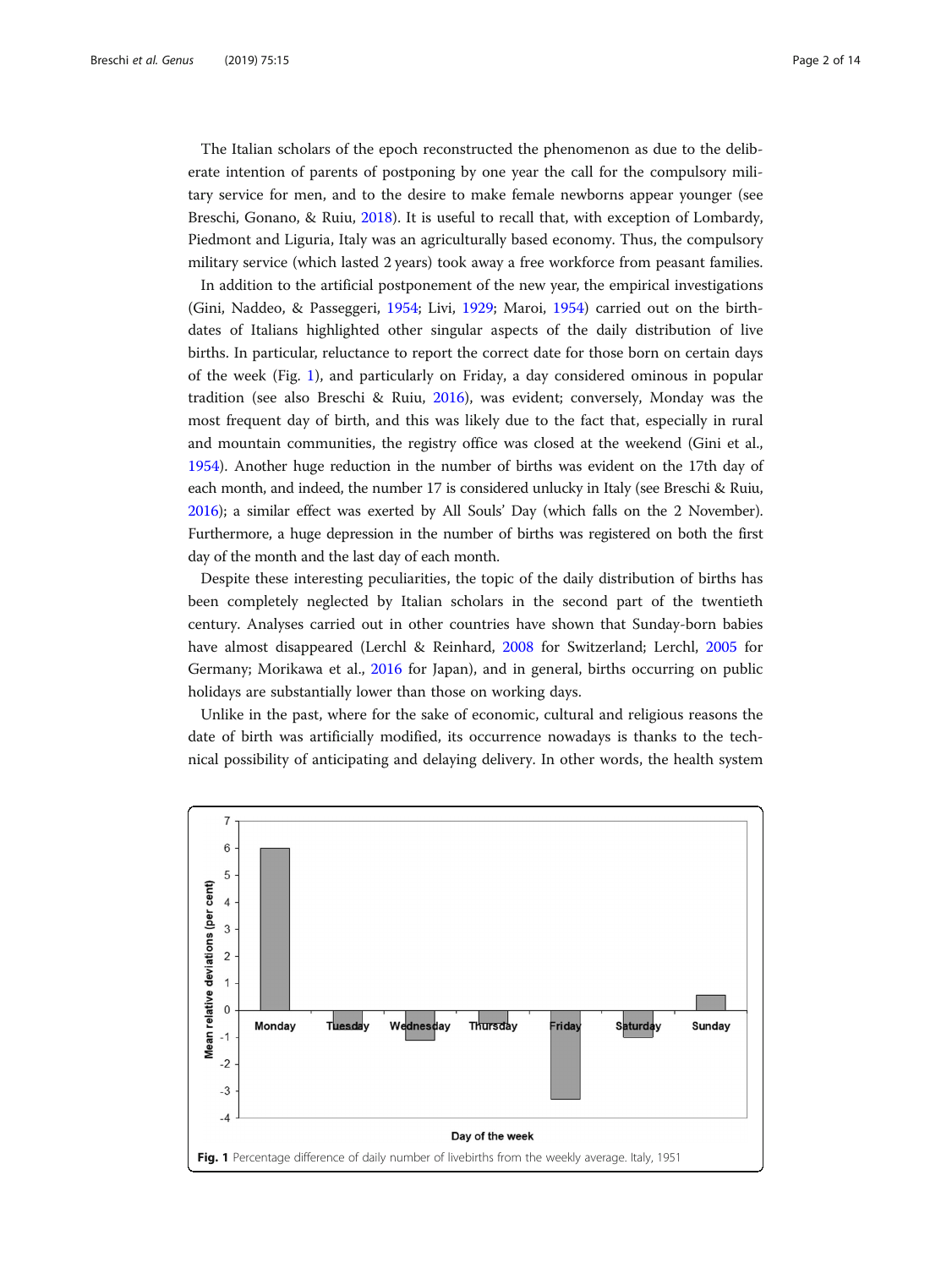The Italian scholars of the epoch reconstructed the phenomenon as due to the deliberate intention of parents of postponing by one year the call for the compulsory military service for men, and to the desire to make female newborns appear younger (see Breschi, Gonano, & Ruiu, 2018). It is useful to recall that, with exception of Lombardy, Piedmont and Liguria, Italy was an agriculturally based economy. Thus, the compulsory military service (which lasted 2 years) took away a free workforce from peasant families.

In addition to the artificial postponement of the new year, the empirical investigations (Gini, Naddeo, & Passeggeri, 1954; Livi, 1929; Maroi, 1954) carried out on the birthdates of Italians highlighted other singular aspects of the daily distribution of live births. In particular, reluctance to report the correct date for those born on certain days of the week (Fig. 1), and particularly on Friday, a day considered ominous in popular tradition (see also Breschi & Ruiu, 2016), was evident; conversely, Monday was the most frequent day of birth, and this was likely due to the fact that, especially in rural and mountain communities, the registry office was closed at the weekend (Gini et al., 1954). Another huge reduction in the number of births was evident on the 17th day of each month, and indeed, the number 17 is considered unlucky in Italy (see Breschi & Ruiu, 2016); a similar effect was exerted by All Souls' Day (which falls on the 2 November). Furthermore, a huge depression in the number of births was registered on both the first day of the month and the last day of each month.

Despite these interesting peculiarities, the topic of the daily distribution of births has been completely neglected by Italian scholars in the second part of the twentieth century. Analyses carried out in other countries have shown that Sunday-born babies have almost disappeared (Lerchl & Reinhard, 2008 for Switzerland; Lerchl, 2005 for Germany; Morikawa et al., 2016 for Japan), and in general, births occurring on public holidays are substantially lower than those on working days.

Unlike in the past, where for the sake of economic, cultural and religious reasons the date of birth was artificially modified, its occurrence nowadays is thanks to the technical possibility of anticipating and delaying delivery. In other words, the health system

**Fig. 1** Percentage difference of daily number of livebirths from the weekly average. Italy, 1951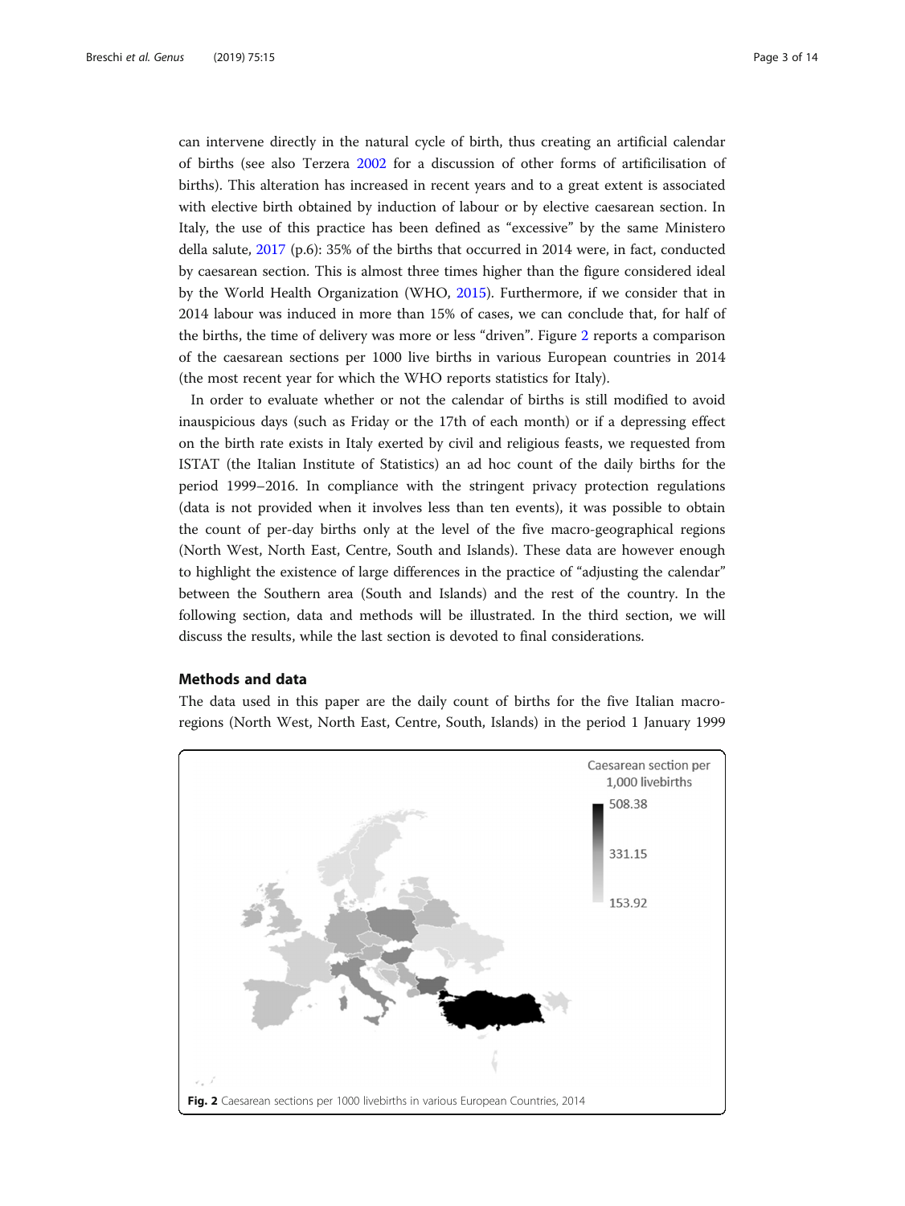can intervene directly in the natural cycle of birth, thus creating an artificial calendar of births (see also Terzera 2002 for a discussion of other forms of artificilisation of births). This alteration has increased in recent years and to a great extent is associated with elective birth obtained by induction of labour or by elective caesarean section. In Italy, the use of this practice has been defined as "excessive" by the same Ministero della salute, 2017 (p.6): 35% of the births that occurred in 2014 were, in fact, conducted by caesarean section. This is almost three times higher than the figure considered ideal by the World Health Organization (WHO, 2015). Furthermore, if we consider that in 2014 labour was induced in more than 15% of cases, we can conclude that, for half of the births, the time of delivery was more or less "driven". Figure 2 reports a comparison of the caesarean sections per 1000 live births in various European countries in 2014 (the most recent year for which the WHO reports statistics for Italy).

In order to evaluate whether or not the calendar of births is still modified to avoid inauspicious days (such as Friday or the 17th of each month) or if a depressing effect on the birth rate exists in Italy exerted by civil and religious feasts, we requested from ISTAT (the Italian Institute of Statistics) an ad hoc count of the daily births for the period 1999–2016. In compliance with the stringent privacy protection regulations (data is not provided when it involves less than ten events), it was possible to obtain the count of per-day births only at the level of the five macro-geographical regions (North West, North East, Centre, South and Islands). These data are however enough to highlight the existence of large differences in the practice of "adjusting the calendar" between the Southern area (South and Islands) and the rest of the country. In the following section, data and methods will be illustrated. In the third section, we will discuss the results, while the last section is devoted to final considerations.

## Methods and data

The data used in this paper are the daily count of births for the five Italian macro-regions (North West, North East, Centre, South, Islands) in the period 1 January 1999

Caesarean section per 1,000 livebirths

508.38

331.15

153.92

**Fig. 2** Caesarean sections per 1000 livebirths in various European Countries, 2014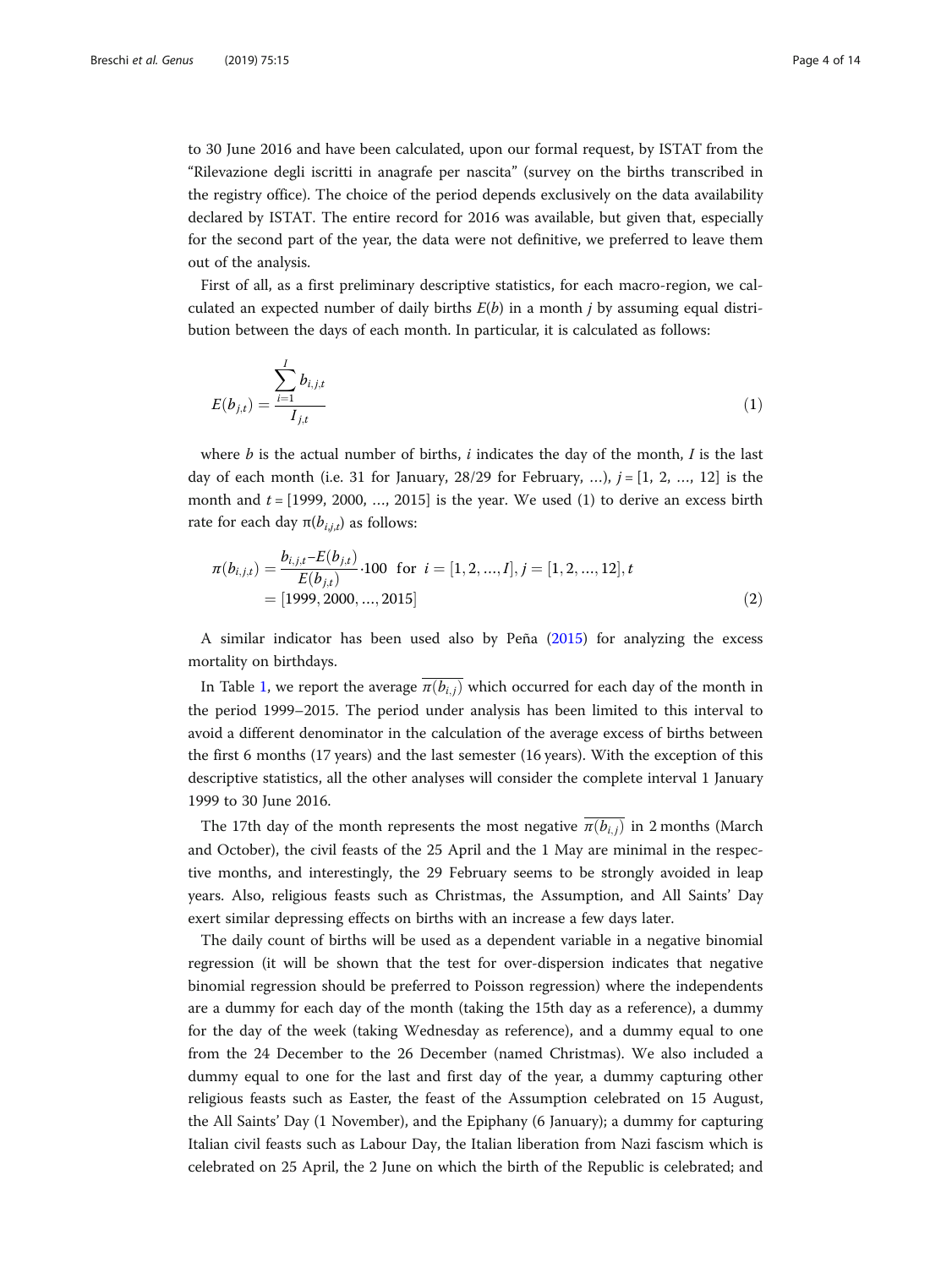to 30 June 2016 and have been calculated, upon our formal request, by ISTAT from the "Rilevazione degli iscritti in anagrafe per nascita" (survey on the births transcribed in the registry office). The choice of the period depends exclusively on the data availability declared by ISTAT. The entire record for 2016 was available, but given that, especially for the second part of the year, the data were not definitive, we preferred to leave them out of the analysis.

First of all, as a first preliminary descriptive statistics, for each macro-region, we calculated an expected number of daily births $E(b)$ in a month $j$ by assuming equal distribution between the days of each month. In particular, it is calculated as follows:

$$E(b_{j,t}) = \frac{\sum_{i=1}^{I} b_{i,j,t}}{I_{j,t}} \tag{1}$$

where $b$ is the actual number of births, $i$ indicates the day of the month, $I$ is the last day of each month (i.e. 31 for January, 28/29 for February, …), $j = [1, 2, …, 12]$ is the month and $t = [1999, 2000, …, 2015]$ is the year. We used (1) to derive an excess birth rate for each day $\pi(b_{i,j,t})$ as follows:

$$\pi(b_{i,j,t}) = \frac{b_{i,j,t} - E(b_{j,t})}{E(b_{j,t})} \cdot 100 \;\; \text{for} \;\; i = [1, 2, ..., I], j = [1, 2, ..., 12], t = [1999, 2000, ..., 2015] \tag{2}$$

A similar indicator has been used also by Peña (2015) for analyzing the excess mortality on birthdays.

In Table 1, we report the average $\overline{\pi(b_{i,j})}$ which occurred for each day of the month in the period 1999–2015. The period under analysis has been limited to this interval to avoid a different denominator in the calculation of the average excess of births between the first 6 months (17 years) and the last semester (16 years). With the exception of this descriptive statistics, all the other analyses will consider the complete interval 1 January 1999 to 30 June 2016.

The 17th day of the month represents the most negative $\overline{\pi(b_{i,j})}$ in 2 months (March and October), the civil feasts of the 25 April and the 1 May are minimal in the respective months, and interestingly, the 29 February seems to be strongly avoided in leap years. Also, religious feasts such as Christmas, the Assumption, and All Saints' Day exert similar depressing effects on births with an increase a few days later.

The daily count of births will be used as a dependent variable in a negative binomial regression (it will be shown that the test for over-dispersion indicates that negative binomial regression should be preferred to Poisson regression) where the independents are a dummy for each day of the month (taking the 15th day as a reference), a dummy for the day of the week (taking Wednesday as reference), and a dummy equal to one from the 24 December to the 26 December (named Christmas). We also included a dummy equal to one for the last and first day of the year, a dummy capturing other religious feasts such as Easter, the feast of the Assumption celebrated on 15 August, the All Saints' Day (1 November), and the Epiphany (6 January); a dummy for capturing Italian civil feasts such as Labour Day, the Italian liberation from Nazi fascism which is celebrated on 25 April, the 2 June on which the birth of the Republic is celebrated; and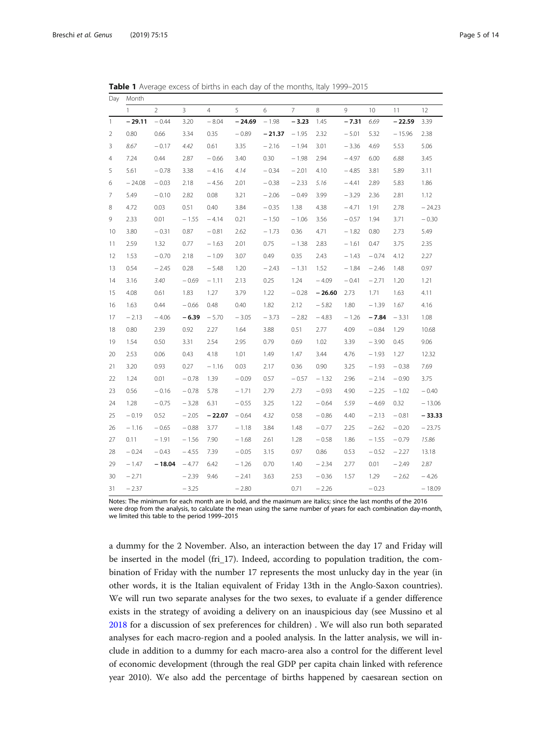**Table 1** Average excess of births in each day of the months, Italy 1999–2015

| Day | Month | | | | | | | | | | | |
|---|---|---|---|---|---|---|---|---|---|---|---|---|
| | 1 | 2 | 3 | 4 | 5 | 6 | 7 | 8 | 9 | 10 | 11 | 12 |
| 1 | **− 29.11** | − 0.44 | 3.20 | − 8.04 | **− 24.69** | − 1.98 | **− 3.23** | 1.45 | **− 7.31** | *6.69* | **− 22.59** | 3.39 |
| 2 | 0.80 | 0.66 | 3.34 | 0.35 | − 0.89 | **− 21.37** | − 1.95 | 2.32 | − 5.01 | 5.32 | − 15.96 | 2.38 |
| 3 | *8.67* | − 0.17 | *4.42* | 0.61 | 3.35 | − 2.16 | − 1.94 | 3.01 | − 3.36 | 4.69 | 5.53 | 5.06 |
| 4 | 7.24 | 0.44 | 2.87 | − 0.66 | 3.40 | 0.30 | − 1.98 | 2.94 | − 4.97 | 6.00 | *6.88* | 3.45 |
| 5 | 5.61 | − 0.78 | 3.38 | − 4.16 | *4.14* | − 0.34 | − 2.01 | 4.10 | − 4.85 | 3.81 | 5.89 | 3.11 |
| 6 | − 24.08 | − 0.03 | 2.18 | − 4.56 | 2.01 | − 0.38 | − 2.33 | *5.16* | − 4.41 | 2.89 | 5.83 | 1.86 |
| 7 | 5.49 | − 0.10 | 2.82 | 0.08 | 3.21 | − 2.06 | − 0.49 | 3.99 | − 3.29 | 2.36 | 2.81 | 1.12 |
| 8 | 4.72 | 0.03 | 0.51 | 0.40 | 3.84 | − 0.35 | 1.38 | 4.38 | − 4.71 | 1.91 | 2.78 | − 24.23 |
| 9 | 2.33 | 0.01 | − 1.55 | − 4.14 | 0.21 | − 1.50 | − 1.06 | 3.56 | − 0.57 | 1.94 | 3.71 | − 0.30 |
| 10 | 3.80 | − 0.31 | 0.87 | − 0.81 | 2.62 | − 1.73 | 0.36 | 4.71 | − 1.82 | 0.80 | 2.73 | 5.49 |
| 11 | 2.59 | 1.32 | 0.77 | − 1.63 | 2.01 | 0.75 | − 1.38 | 2.83 | − 1.61 | 0.47 | 3.75 | 2.35 |
| 12 | 1.53 | − 0.70 | 2.18 | − 1.09 | 3.07 | 0.49 | 0.35 | 2.43 | − 1.43 | − 0.74 | 4.12 | 2.27 |
| 13 | 0.54 | − 2.45 | 0.28 | − 5.48 | 1.20 | − 2.43 | − 1.31 | 1.52 | − 1.84 | − 2.46 | 1.48 | 0.97 |
| 14 | 3.16 | *3.40* | − 0.69 | − 1.11 | 2.13 | 0.25 | 1.24 | − 4.09 | − 0.41 | − 2.71 | 1.20 | 1.21 |
| 15 | 4.08 | 0.61 | 1.83 | 1.27 | 3.79 | 1.22 | − 0.28 | **− 26.60** | 2.73 | 1.71 | 1.63 | 4.11 |
| 16 | 1.63 | 0.44 | − 0.66 | 0.48 | 0.40 | 1.82 | 2.12 | − 5.82 | 1.80 | − 1.39 | 1.67 | 4.16 |
| 17 | − 2.13 | − 4.06 | **− 6.39** | − 5.70 | − 3.05 | − 3.73 | − 2.82 | − 4.83 | − 1.26 | **− 7.84** | − 3.31 | 1.08 |
| 18 | 0.80 | 2.39 | 0.92 | 2.27 | 1.64 | 3.88 | 0.51 | 2.77 | 4.09 | − 0.84 | 1.29 | 10.68 |
| 19 | 1.54 | 0.50 | 3.31 | 2.54 | 2.95 | 0.79 | 0.69 | 1.02 | 3.39 | − 3.90 | 0.45 | 9.06 |
| 20 | 2.53 | 0.06 | 0.43 | 4.18 | 1.01 | 1.49 | 1.47 | 3.44 | 4.76 | − 1.93 | 1.27 | 12.32 |
| 21 | 3.20 | 0.93 | 0.27 | − 1.16 | 0.03 | 2.17 | 0.36 | 0.90 | 3.25 | − 1.93 | − 0.38 | 7.69 |
| 22 | 1.24 | 0.01 | − 0.78 | 1.39 | − 0.09 | 0.57 | − 0.57 | − 1.32 | 2.96 | − 2.14 | − 0.90 | 3.75 |
| 23 | 0.56 | − 0.16 | − 0.78 | 5.78 | − 1.71 | 2.79 | *2.73* | − 0.93 | 4.90 | − 2.25 | − 1.02 | − 0.40 |
| 24 | 1.28 | − 0.75 | − 3.28 | 6.31 | − 0.55 | 3.25 | 1.22 | − 0.64 | *5.59* | − 4.69 | 0.32 | − 13.06 |
| 25 | − 0.19 | 0.52 | − 2.05 | **− 22.07** | − 0.64 | *4.32* | 0.58 | − 0.86 | 4.40 | − 2.13 | − 0.81 | **− 33.33** |
| 26 | − 1.16 | − 0.65 | − 0.88 | 3.77 | − 1.18 | 3.84 | 1.48 | − 0.77 | 2.25 | − 2.62 | − 0.20 | − 23.75 |
| 27 | 0.11 | − 1.91 | − 1.56 | 7.90 | − 1.68 | 2.61 | 1.28 | − 0.58 | 1.86 | − 1.55 | − 0.79 | *15.86* |
| 28 | − 0.24 | − 0.43 | − 4.55 | 7.39 | − 0.05 | 3.15 | 0.97 | 0.86 | 0.53 | − 0.52 | − 2.27 | 13.18 |
| 29 | − 1.47 | **− 18.04** | − 4.77 | 6.42 | − 1.26 | 0.70 | 1.40 | − 2.34 | 2.77 | 0.01 | − 2.49 | 2.87 |
| 30 | − 2.71 | | − 2.39 | 9.46 | − 2.41 | 3.63 | 2.53 | − 0.36 | 1.57 | 1.29 | − 2.62 | − 4.26 |
| 31 | − 2.37 | | − 3.25 | | − 2.80 | | 0.71 | − 2.26 | | − 0.23 | | − 18.09 |

Notes: The minimum for each month are in bold, and the maximum are italics; since the last months of the 2016 were drop from the analysis, to calculate the mean using the same number of years for each combination day-month, we limited this table to the period 1999–2015

a dummy for the 2 November. Also, an interaction between the day 17 and Friday will be inserted in the model (fri_17). Indeed, according to population tradition, the combination of Friday with the number 17 represents the most unlucky day in the year (in other words, it is the Italian equivalent of Friday 13th in the Anglo-Saxon countries). We will run two separate analyses for the two sexes, to evaluate if a gender difference exists in the strategy of avoiding a delivery on an inauspicious day (see Mussino et al 2018 for a discussion of sex preferences for children) . We will also run both separated analyses for each macro-region and a pooled analysis. In the latter analysis, we will include in addition to a dummy for each macro-area also a control for the different level of economic development (through the real GDP per capita chain linked with reference year 2010). We also add the percentage of births happened by caesarean section on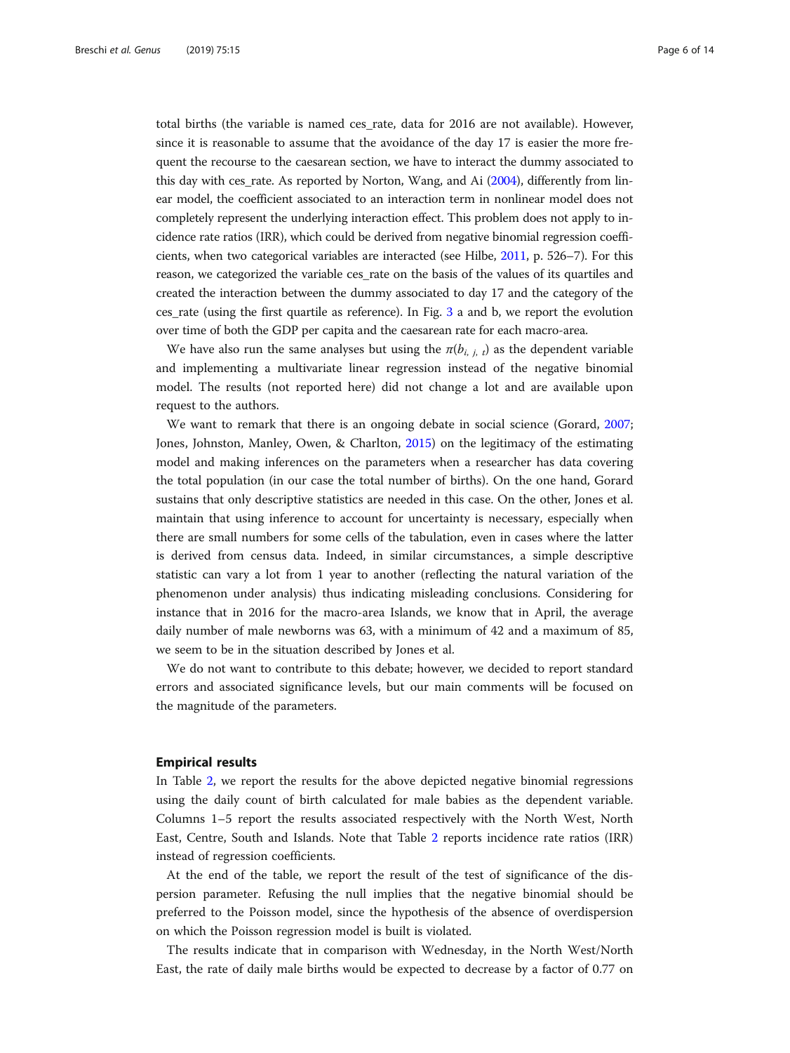total births (the variable is named ces_rate, data for 2016 are not available). However, since it is reasonable to assume that the avoidance of the day 17 is easier the more frequent the recourse to the caesarean section, we have to interact the dummy associated to this day with ces_rate. As reported by Norton, Wang, and Ai (2004), differently from linear model, the coefficient associated to an interaction term in nonlinear model does not completely represent the underlying interaction effect. This problem does not apply to incidence rate ratios (IRR), which could be derived from negative binomial regression coefficients, when two categorical variables are interacted (see Hilbe, 2011, p. 526–7). For this reason, we categorized the variable ces_rate on the basis of the values of its quartiles and created the interaction between the dummy associated to day 17 and the category of the ces_rate (using the first quartile as reference). In Fig. 3 a and b, we report the evolution over time of both the GDP per capita and the caesarean rate for each macro-area.

We have also run the same analyses but using the $\pi(b_{i,\ j,\ t})$ as the dependent variable and implementing a multivariate linear regression instead of the negative binomial model. The results (not reported here) did not change a lot and are available upon request to the authors.

We want to remark that there is an ongoing debate in social science (Gorard, 2007; Jones, Johnston, Manley, Owen, & Charlton, 2015) on the legitimacy of the estimating model and making inferences on the parameters when a researcher has data covering the total population (in our case the total number of births). On the one hand, Gorard sustains that only descriptive statistics are needed in this case. On the other, Jones et al. maintain that using inference to account for uncertainty is necessary, especially when there are small numbers for some cells of the tabulation, even in cases where the latter is derived from census data. Indeed, in similar circumstances, a simple descriptive statistic can vary a lot from 1 year to another (reflecting the natural variation of the phenomenon under analysis) thus indicating misleading conclusions. Considering for instance that in 2016 for the macro-area Islands, we know that in April, the average daily number of male newborns was 63, with a minimum of 42 and a maximum of 85, we seem to be in the situation described by Jones et al.

We do not want to contribute to this debate; however, we decided to report standard errors and associated significance levels, but our main comments will be focused on the magnitude of the parameters.

## Empirical results

In Table 2, we report the results for the above depicted negative binomial regressions using the daily count of birth calculated for male babies as the dependent variable. Columns 1–5 report the results associated respectively with the North West, North East, Centre, South and Islands. Note that Table 2 reports incidence rate ratios (IRR) instead of regression coefficients.

At the end of the table, we report the result of the test of significance of the dispersion parameter. Refusing the null implies that the negative binomial should be preferred to the Poisson model, since the hypothesis of the absence of overdispersion on which the Poisson regression model is built is violated.

The results indicate that in comparison with Wednesday, in the North West/North East, the rate of daily male births would be expected to decrease by a factor of 0.77 on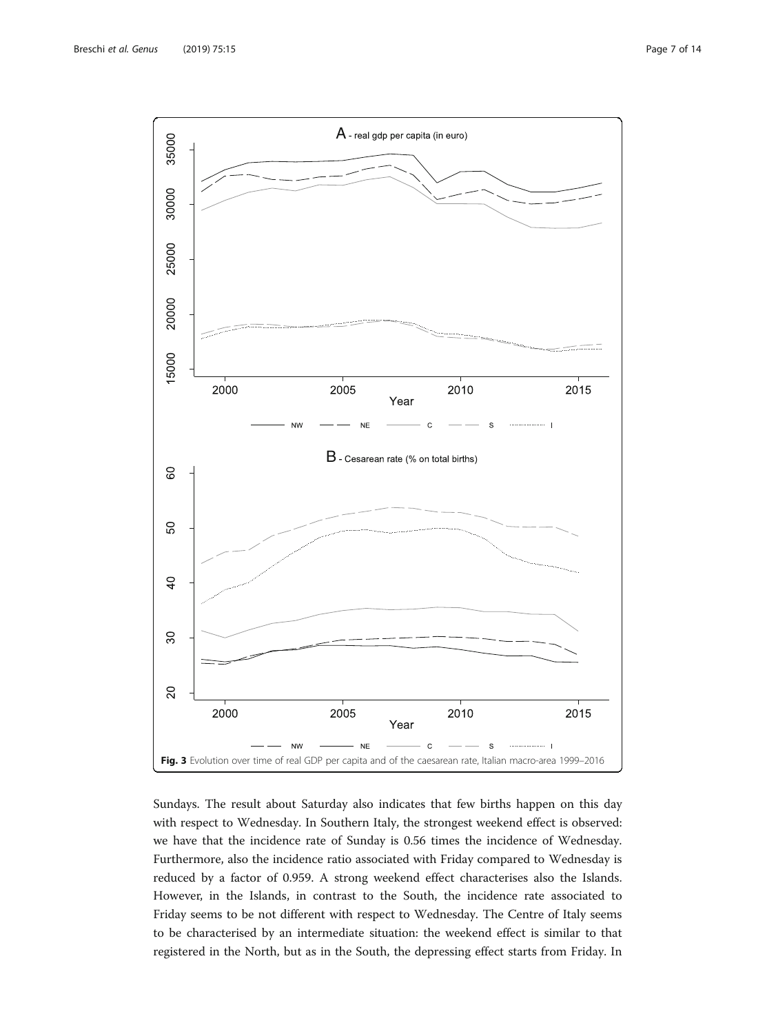**Fig. 3** Evolution over time of real GDP per capita and of the caesarean rate, Italian macro-area 1999–2016

Sundays. The result about Saturday also indicates that few births happen on this day with respect to Wednesday. In Southern Italy, the strongest weekend effect is observed: we have that the incidence rate of Sunday is 0.56 times the incidence of Wednesday. Furthermore, also the incidence ratio associated with Friday compared to Wednesday is reduced by a factor of 0.959. A strong weekend effect characterises also the Islands. However, in the Islands, in contrast to the South, the incidence rate associated to Friday seems to be not different with respect to Wednesday. The Centre of Italy seems to be characterised by an intermediate situation: the weekend effect is similar to that registered in the North, but as in the South, the depressing effect starts from Friday. In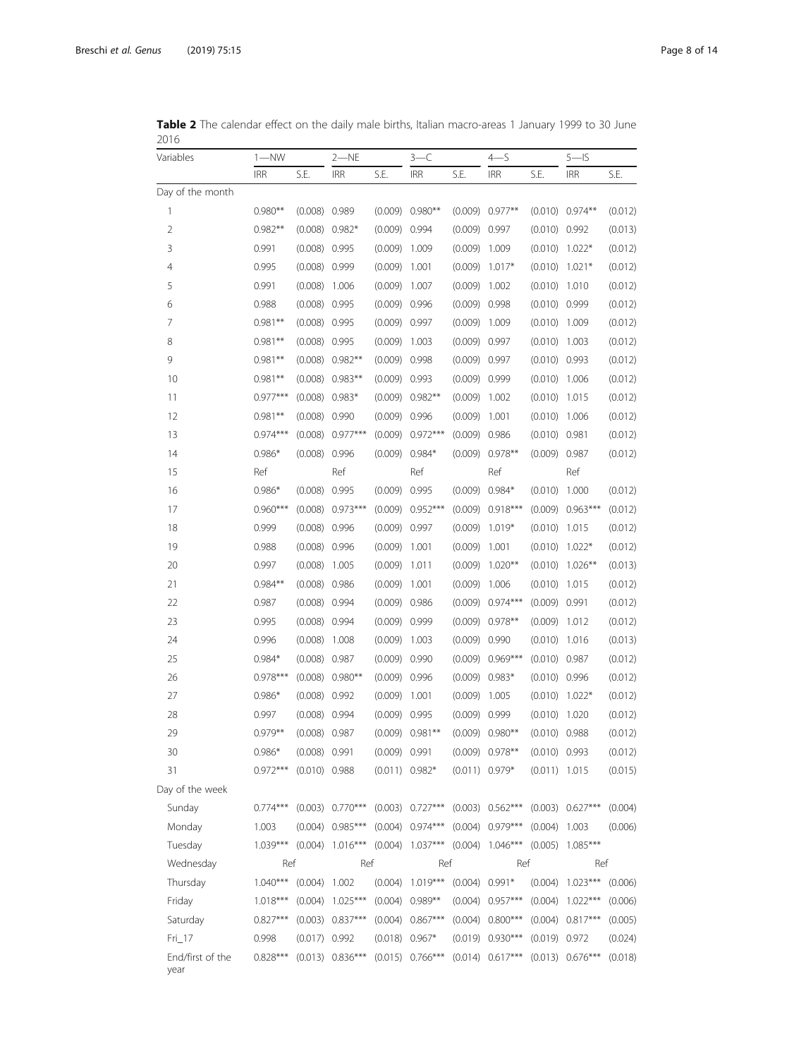**Table 2** The calendar effect on the daily male births, Italian macro-areas 1 January 1999 to 30 June 2016

| Variables | 1—NW | | 2—NE | | 3—C | | 4—S | | 5—IS | |
|---|---|---|---|---|---|---|---|---|---|---|
| | IRR | S.E. | IRR | S.E. | IRR | S.E. | IRR | S.E. | IRR | S.E. |
| Day of the month | | | | | | | | | | |
| 1 | 0.980** | (0.008) | 0.989 | (0.009) | 0.980** | (0.009) | 0.977** | (0.010) | 0.974** | (0.012) |
| 2 | 0.982** | (0.008) | 0.982* | (0.009) | 0.994 | (0.009) | 0.997 | (0.010) | 0.992 | (0.013) |
| 3 | 0.991 | (0.008) | 0.995 | (0.009) | 1.009 | (0.009) | 1.009 | (0.010) | 1.022* | (0.012) |
| 4 | 0.995 | (0.008) | 0.999 | (0.009) | 1.001 | (0.009) | 1.017* | (0.010) | 1.021* | (0.012) |
| 5 | 0.991 | (0.008) | 1.006 | (0.009) | 1.007 | (0.009) | 1.002 | (0.010) | 1.010 | (0.012) |
| 6 | 0.988 | (0.008) | 0.995 | (0.009) | 0.996 | (0.009) | 0.998 | (0.010) | 0.999 | (0.012) |
| 7 | 0.981** | (0.008) | 0.995 | (0.009) | 0.997 | (0.009) | 1.009 | (0.010) | 1.009 | (0.012) |
| 8 | 0.981** | (0.008) | 0.995 | (0.009) | 1.003 | (0.009) | 0.997 | (0.010) | 1.003 | (0.012) |
| 9 | 0.981** | (0.008) | 0.982** | (0.009) | 0.998 | (0.009) | 0.997 | (0.010) | 0.993 | (0.012) |
| 10 | 0.981** | (0.008) | 0.983** | (0.009) | 0.993 | (0.009) | 0.999 | (0.010) | 1.006 | (0.012) |
| 11 | 0.977*** | (0.008) | 0.983* | (0.009) | 0.982** | (0.009) | 1.002 | (0.010) | 1.015 | (0.012) |
| 12 | 0.981** | (0.008) | 0.990 | (0.009) | 0.996 | (0.009) | 1.001 | (0.010) | 1.006 | (0.012) |
| 13 | 0.974*** | (0.008) | 0.977*** | (0.009) | 0.972*** | (0.009) | 0.986 | (0.010) | 0.981 | (0.012) |
| 14 | 0.986* | (0.008) | 0.996 | (0.009) | 0.984* | (0.009) | 0.978** | (0.009) | 0.987 | (0.012) |
| 15 | Ref | | Ref | | Ref | | Ref | | Ref | |
| 16 | 0.986* | (0.008) | 0.995 | (0.009) | 0.995 | (0.009) | 0.984* | (0.010) | 1.000 | (0.012) |
| 17 | 0.960*** | (0.008) | 0.973*** | (0.009) | 0.952*** | (0.009) | 0.918*** | (0.009) | 0.963*** | (0.012) |
| 18 | 0.999 | (0.008) | 0.996 | (0.009) | 0.997 | (0.009) | 1.019* | (0.010) | 1.015 | (0.012) |
| 19 | 0.988 | (0.008) | 0.996 | (0.009) | 1.001 | (0.009) | 1.001 | (0.010) | 1.022* | (0.012) |
| 20 | 0.997 | (0.008) | 1.005 | (0.009) | 1.011 | (0.009) | 1.020** | (0.010) | 1.026** | (0.013) |
| 21 | 0.984** | (0.008) | 0.986 | (0.009) | 1.001 | (0.009) | 1.006 | (0.010) | 1.015 | (0.012) |
| 22 | 0.987 | (0.008) | 0.994 | (0.009) | 0.986 | (0.009) | 0.974*** | (0.009) | 0.991 | (0.012) |
| 23 | 0.995 | (0.008) | 0.994 | (0.009) | 0.999 | (0.009) | 0.978** | (0.009) | 1.012 | (0.012) |
| 24 | 0.996 | (0.008) | 1.008 | (0.009) | 1.003 | (0.009) | 0.990 | (0.010) | 1.016 | (0.013) |
| 25 | 0.984* | (0.008) | 0.987 | (0.009) | 0.990 | (0.009) | 0.969*** | (0.010) | 0.987 | (0.012) |
| 26 | 0.978*** | (0.008) | 0.980** | (0.009) | 0.996 | (0.009) | 0.983* | (0.010) | 0.996 | (0.012) |
| 27 | 0.986* | (0.008) | 0.992 | (0.009) | 1.001 | (0.009) | 1.005 | (0.010) | 1.022* | (0.012) |
| 28 | 0.997 | (0.008) | 0.994 | (0.009) | 0.995 | (0.009) | 0.999 | (0.010) | 1.020 | (0.012) |
| 29 | 0.979** | (0.008) | 0.987 | (0.009) | 0.981** | (0.009) | 0.980** | (0.010) | 0.988 | (0.012) |
| 30 | 0.986* | (0.008) | 0.991 | (0.009) | 0.991 | (0.009) | 0.978** | (0.010) | 0.993 | (0.012) |
| 31 | 0.972*** | (0.010) | 0.988 | (0.011) | 0.982* | (0.011) | 0.979* | (0.011) | 1.015 | (0.015) |
| Day of the week | | | | | | | | | | |
| Sunday | 0.774*** | (0.003) | 0.770*** | (0.003) | 0.727*** | (0.003) | 0.562*** | (0.003) | 0.627*** | (0.004) |
| Monday | 1.003 | (0.004) | 0.985*** | (0.004) | 0.974*** | (0.004) | 0.979*** | (0.004) | 1.003 | (0.006) |
| Tuesday | 1.039*** | (0.004) | 1.016*** | (0.004) | 1.037*** | (0.004) | 1.046*** | (0.005) | 1.085*** | |
| Wednesday | Ref | | Ref | | Ref | | Ref | | Ref | |
| Thursday | 1.040*** | (0.004) | 1.002 | (0.004) | 1.019*** | (0.004) | 0.991* | (0.004) | 1.023*** | (0.006) |
| Friday | 1.018*** | (0.004) | 1.025*** | (0.004) | 0.989** | (0.004) | 0.957*** | (0.004) | 1.022*** | (0.006) |
| Saturday | 0.827*** | (0.003) | 0.837*** | (0.004) | 0.867*** | (0.004) | 0.800*** | (0.004) | 0.817*** | (0.005) |
| Fri_17 | 0.998 | (0.017) | 0.992 | (0.018) | 0.967* | (0.019) | 0.930*** | (0.019) | 0.972 | (0.024) |
| End/first of the year | 0.828*** | (0.013) | 0.836*** | (0.015) | 0.766*** | (0.014) | 0.617*** | (0.013) | 0.676*** | (0.018) |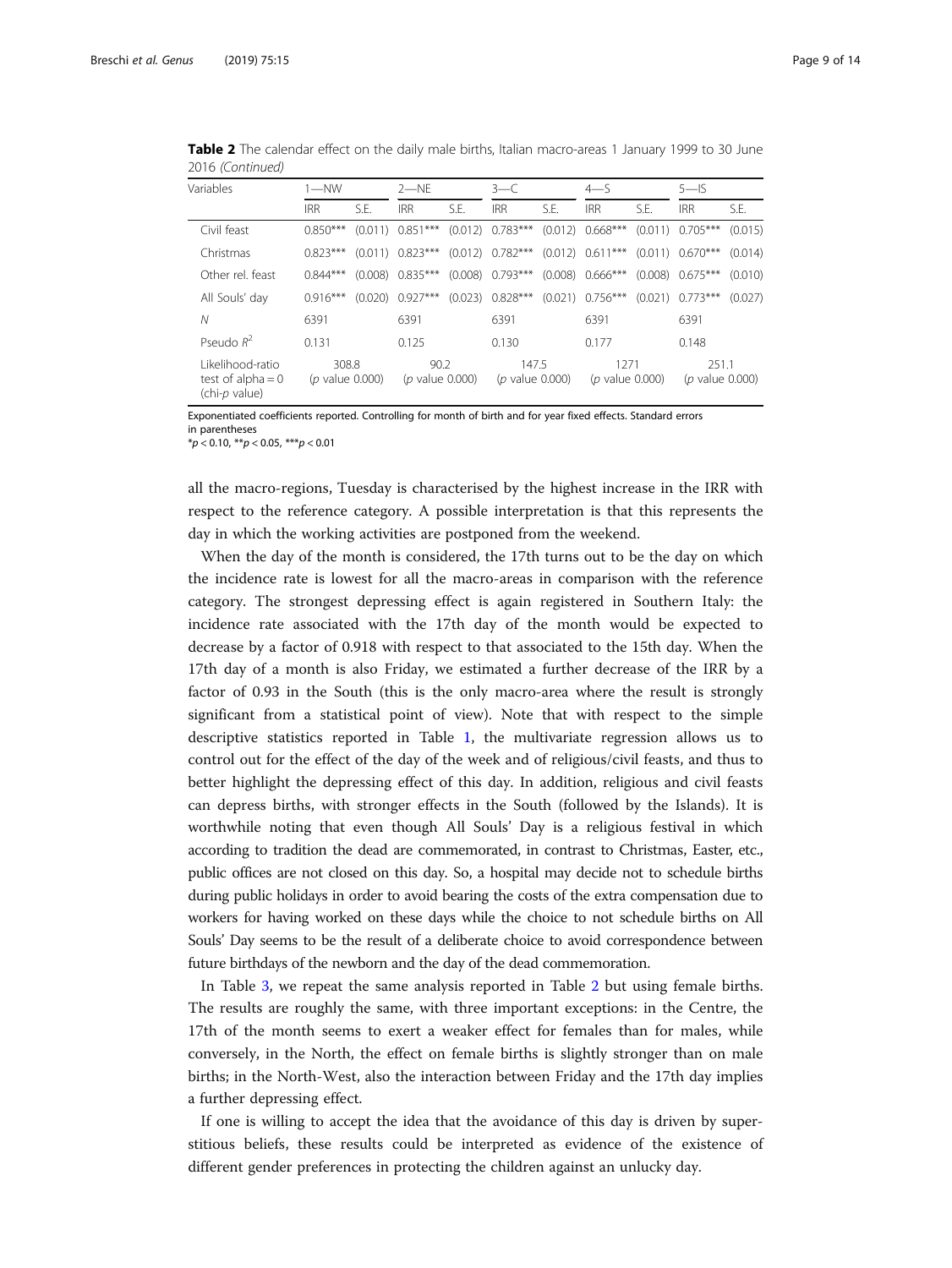**Table 2** The calendar effect on the daily male births, Italian macro-areas 1 January 1999 to 30 June 2016 *(Continued)*

| Variables | 1—NW | | 2—NE | | 3—C | | 4—S | | 5—IS | |
|---|---|---|---|---|---|---|---|---|---|---|
| | IRR | S.E. | IRR | S.E. | IRR | S.E. | IRR | S.E. | IRR | S.E. |
| Civil feast | 0.850*** | (0.011) | 0.851*** | (0.012) | 0.783*** | (0.012) | 0.668*** | (0.011) | 0.705*** | (0.015) |
| Christmas | 0.823*** | (0.011) | 0.823*** | (0.012) | 0.782*** | (0.012) | 0.611*** | (0.011) | 0.670*** | (0.014) |
| Other rel. feast | 0.844*** | (0.008) | 0.835*** | (0.008) | 0.793*** | (0.008) | 0.666*** | (0.008) | 0.675*** | (0.010) |
| All Souls' day | 0.916*** | (0.020) | 0.927*** | (0.023) | 0.828*** | (0.021) | 0.756*** | (0.021) | 0.773*** | (0.027) |
| $N$ | 6391 | | 6391 | | 6391 | | 6391 | | 6391 | |
| Pseudo $R^2$ | 0.131 | | 0.125 | | 0.130 | | 0.177 | | 0.148 | |
| Likelihood-ratio test of alpha = 0 (chi-*p* value) | 308.8 (*p* value 0.000) | | 90.2 (*p* value 0.000) | | 147.5 (*p* value 0.000) | | 1271 (*p* value 0.000) | | 251.1 (*p* value 0.000) | |

Exponentiated coefficients reported. Controlling for month of birth and for year fixed effects. Standard errors in parentheses

*$p < 0.10$, **$p < 0.05$, ***$p < 0.01$

all the macro-regions, Tuesday is characterised by the highest increase in the IRR with respect to the reference category. A possible interpretation is that this represents the day in which the working activities are postponed from the weekend.

When the day of the month is considered, the 17th turns out to be the day on which the incidence rate is lowest for all the macro-areas in comparison with the reference category. The strongest depressing effect is again registered in Southern Italy: the incidence rate associated with the 17th day of the month would be expected to decrease by a factor of 0.918 with respect to that associated to the 15th day. When the 17th day of a month is also Friday, we estimated a further decrease of the IRR by a factor of 0.93 in the South (this is the only macro-area where the result is strongly significant from a statistical point of view). Note that with respect to the simple descriptive statistics reported in Table 1, the multivariate regression allows us to control out for the effect of the day of the week and of religious/civil feasts, and thus to better highlight the depressing effect of this day. In addition, religious and civil feasts can depress births, with stronger effects in the South (followed by the Islands). It is worthwhile noting that even though All Souls' Day is a religious festival in which according to tradition the dead are commemorated, in contrast to Christmas, Easter, etc., public offices are not closed on this day. So, a hospital may decide not to schedule births during public holidays in order to avoid bearing the costs of the extra compensation due to workers for having worked on these days while the choice to not schedule births on All Souls' Day seems to be the result of a deliberate choice to avoid correspondence between future birthdays of the newborn and the day of the dead commemoration.

In Table 3, we repeat the same analysis reported in Table 2 but using female births. The results are roughly the same, with three important exceptions: in the Centre, the 17th of the month seems to exert a weaker effect for females than for males, while conversely, in the North, the effect on female births is slightly stronger than on male births; in the North-West, also the interaction between Friday and the 17th day implies a further depressing effect.

If one is willing to accept the idea that the avoidance of this day is driven by superstitious beliefs, these results could be interpreted as evidence of the existence of different gender preferences in protecting the children against an unlucky day.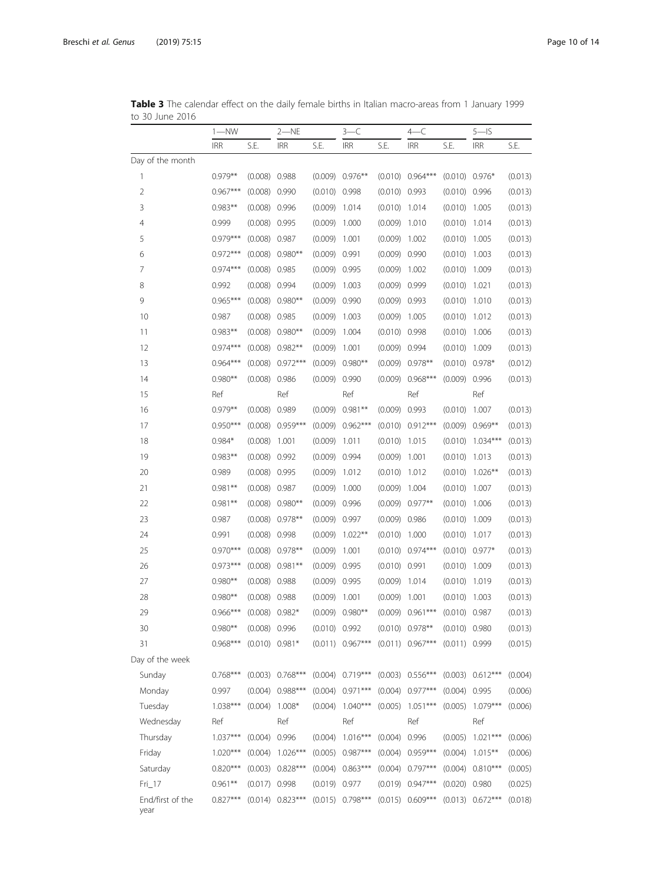**Table 3** The calendar effect on the daily female births in Italian macro-areas from 1 January 1999 to 30 June 2016

| | 1—NW | | 2—NE | | 3—C | | 4—C | | 5—IS | |
|---|---|---|---|---|---|---|---|---|---|---|
| | IRR | S.E. | IRR | S.E. | IRR | S.E. | IRR | S.E. | IRR | S.E. |
| Day of the month | | | | | | | | | | |
| 1 | 0.979** | (0.008) | 0.988 | (0.009) | 0.976** | (0.010) | 0.964*** | (0.010) | 0.976* | (0.013) |
| 2 | 0.967*** | (0.008) | 0.990 | (0.010) | 0.998 | (0.010) | 0.993 | (0.010) | 0.996 | (0.013) |
| 3 | 0.983** | (0.008) | 0.996 | (0.009) | 1.014 | (0.010) | 1.014 | (0.010) | 1.005 | (0.013) |
| 4 | 0.999 | (0.008) | 0.995 | (0.009) | 1.000 | (0.009) | 1.010 | (0.010) | 1.014 | (0.013) |
| 5 | 0.979*** | (0.008) | 0.987 | (0.009) | 1.001 | (0.009) | 1.002 | (0.010) | 1.005 | (0.013) |
| 6 | 0.972*** | (0.008) | 0.980** | (0.009) | 0.991 | (0.009) | 0.990 | (0.010) | 1.003 | (0.013) |
| 7 | 0.974*** | (0.008) | 0.985 | (0.009) | 0.995 | (0.009) | 1.002 | (0.010) | 1.009 | (0.013) |
| 8 | 0.992 | (0.008) | 0.994 | (0.009) | 1.003 | (0.009) | 0.999 | (0.010) | 1.021 | (0.013) |
| 9 | 0.965*** | (0.008) | 0.980** | (0.009) | 0.990 | (0.009) | 0.993 | (0.010) | 1.010 | (0.013) |
| 10 | 0.987 | (0.008) | 0.985 | (0.009) | 1.003 | (0.009) | 1.005 | (0.010) | 1.012 | (0.013) |
| 11 | 0.983** | (0.008) | 0.980** | (0.009) | 1.004 | (0.010) | 0.998 | (0.010) | 1.006 | (0.013) |
| 12 | 0.974*** | (0.008) | 0.982** | (0.009) | 1.001 | (0.009) | 0.994 | (0.010) | 1.009 | (0.013) |
| 13 | 0.964*** | (0.008) | 0.972*** | (0.009) | 0.980** | (0.009) | 0.978** | (0.010) | 0.978* | (0.012) |
| 14 | 0.980** | (0.008) | 0.986 | (0.009) | 0.990 | (0.009) | 0.968*** | (0.009) | 0.996 | (0.013) |
| 15 | Ref | | Ref | | Ref | | Ref | | Ref | |
| 16 | 0.979** | (0.008) | 0.989 | (0.009) | 0.981** | (0.009) | 0.993 | (0.010) | 1.007 | (0.013) |
| 17 | 0.950*** | (0.008) | 0.959*** | (0.009) | 0.962*** | (0.010) | 0.912*** | (0.009) | 0.969** | (0.013) |
| 18 | 0.984* | (0.008) | 1.001 | (0.009) | 1.011 | (0.010) | 1.015 | (0.010) | 1.034*** | (0.013) |
| 19 | 0.983** | (0.008) | 0.992 | (0.009) | 0.994 | (0.009) | 1.001 | (0.010) | 1.013 | (0.013) |
| 20 | 0.989 | (0.008) | 0.995 | (0.009) | 1.012 | (0.010) | 1.012 | (0.010) | 1.026** | (0.013) |
| 21 | 0.981** | (0.008) | 0.987 | (0.009) | 1.000 | (0.009) | 1.004 | (0.010) | 1.007 | (0.013) |
| 22 | 0.981** | (0.008) | 0.980** | (0.009) | 0.996 | (0.009) | 0.977** | (0.010) | 1.006 | (0.013) |
| 23 | 0.987 | (0.008) | 0.978** | (0.009) | 0.997 | (0.009) | 0.986 | (0.010) | 1.009 | (0.013) |
| 24 | 0.991 | (0.008) | 0.998 | (0.009) | 1.022** | (0.010) | 1.000 | (0.010) | 1.017 | (0.013) |
| 25 | 0.970*** | (0.008) | 0.978** | (0.009) | 1.001 | (0.010) | 0.974*** | (0.010) | 0.977* | (0.013) |
| 26 | 0.973*** | (0.008) | 0.981** | (0.009) | 0.995 | (0.010) | 0.991 | (0.010) | 1.009 | (0.013) |
| 27 | 0.980** | (0.008) | 0.988 | (0.009) | 0.995 | (0.009) | 1.014 | (0.010) | 1.019 | (0.013) |
| 28 | 0.980** | (0.008) | 0.988 | (0.009) | 1.001 | (0.009) | 1.001 | (0.010) | 1.003 | (0.013) |
| 29 | 0.966*** | (0.008) | 0.982* | (0.009) | 0.980** | (0.009) | 0.961*** | (0.010) | 0.987 | (0.013) |
| 30 | 0.980** | (0.008) | 0.996 | (0.010) | 0.992 | (0.010) | 0.978** | (0.010) | 0.980 | (0.013) |
| 31 | 0.968*** | (0.010) | 0.981* | (0.011) | 0.967*** | (0.011) | 0.967*** | (0.011) | 0.999 | (0.015) |
| Day of the week | | | | | | | | | | |
| Sunday | 0.768*** | (0.003) | 0.768*** | (0.004) | 0.719*** | (0.003) | 0.556*** | (0.003) | 0.612*** | (0.004) |
| Monday | 0.997 | (0.004) | 0.988*** | (0.004) | 0.971*** | (0.004) | 0.977*** | (0.004) | 0.995 | (0.006) |
| Tuesday | 1.038*** | (0.004) | 1.008* | (0.004) | 1.040*** | (0.005) | 1.051*** | (0.005) | 1.079*** | (0.006) |
| Wednesday | Ref | | Ref | | Ref | | Ref | | Ref | |
| Thursday | 1.037*** | (0.004) | 0.996 | (0.004) | 1.016*** | (0.004) | 0.996 | (0.005) | 1.021*** | (0.006) |
| Friday | 1.020*** | (0.004) | 1.026*** | (0.005) | 0.987*** | (0.004) | 0.959*** | (0.004) | 1.015** | (0.006) |
| Saturday | 0.820*** | (0.003) | 0.828*** | (0.004) | 0.863*** | (0.004) | 0.797*** | (0.004) | 0.810*** | (0.005) |
| Fri_17 | 0.961** | (0.017) | 0.998 | (0.019) | 0.977 | (0.019) | 0.947*** | (0.020) | 0.980 | (0.025) |
| End/first of the year | 0.827*** | (0.014) | 0.823*** | (0.015) | 0.798*** | (0.015) | 0.609*** | (0.013) | 0.672*** | (0.018) |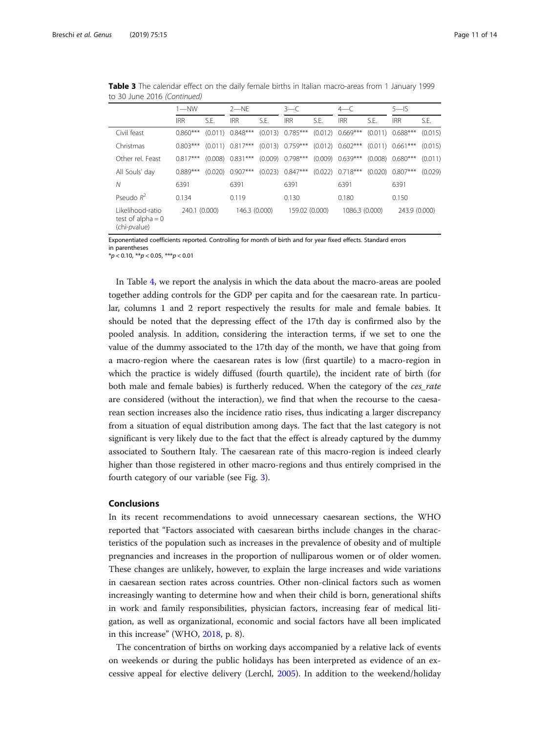**Table 3** The calendar effect on the daily female births in Italian macro-areas from 1 January 1999 to 30 June 2016 *(Continued)*

| | 1—NW | | 2—NE | | 3—C | | 4—C | | 5—IS | |
|---|---|---|---|---|---|---|---|---|---|---|
| | IRR | S.E. | IRR | S.E. | IRR | S.E. | IRR | S.E. | IRR | S.E. |
| Civil feast | 0.860*** | (0.011) | 0.848*** | (0.013) | 0.785*** | (0.012) | 0.669*** | (0.011) | 0.688*** | (0.015) |
| Christmas | 0.803*** | (0.011) | 0.817*** | (0.013) | 0.759*** | (0.012) | 0.602*** | (0.011) | 0.661*** | (0.015) |
| Other rel. Feast | 0.817*** | (0.008) | 0.831*** | (0.009) | 0.798*** | (0.009) | 0.639*** | (0.008) | 0.680*** | (0.011) |
| All Souls' day | 0.889*** | (0.020) | 0.907*** | (0.023) | 0.847*** | (0.022) | 0.718*** | (0.020) | 0.807*** | (0.029) |
| *N* | 6391 | | 6391 | | 6391 | | 6391 | | 6391 | |
| Pseudo $R^2$ | 0.134 | | 0.119 | | 0.130 | | 0.180 | | 0.150 | |
| Likelihood-ratio test of alpha = 0 (chi-*p*value) | 240.1 (0.000) | | 146.3 (0.000) | | 159.02 (0.000) | | 1086.3 (0.000) | | 243.9 (0.000) | |

Exponentiated coefficients reported. Controlling for month of birth and for year fixed effects. Standard errors in parentheses
*$p < 0.10$, **$p < 0.05$, ***$p < 0.01$

In Table 4, we report the analysis in which the data about the macro-areas are pooled together adding controls for the GDP per capita and for the caesarean rate. In particular, columns 1 and 2 report respectively the results for male and female babies. It should be noted that the depressing effect of the 17th day is confirmed also by the pooled analysis. In addition, considering the interaction terms, if we set to one the value of the dummy associated to the 17th day of the month, we have that going from a macro-region where the caesarean rates is low (first quartile) to a macro-region in which the practice is widely diffused (fourth quartile), the incident rate of birth (for both male and female babies) is furtherly reduced. When the category of the *ces_rate* are considered (without the interaction), we find that when the recourse to the caesarean section increases also the incidence ratio rises, thus indicating a larger discrepancy from a situation of equal distribution among days. The fact that the last category is not significant is very likely due to the fact that the effect is already captured by the dummy associated to Southern Italy. The caesarean rate of this macro-region is indeed clearly higher than those registered in other macro-regions and thus entirely comprised in the fourth category of our variable (see Fig. 3).

## Conclusions

In its recent recommendations to avoid unnecessary caesarean sections, the WHO reported that "Factors associated with caesarean births include changes in the characteristics of the population such as increases in the prevalence of obesity and of multiple pregnancies and increases in the proportion of nulliparous women or of older women. These changes are unlikely, however, to explain the large increases and wide variations in caesarean section rates across countries. Other non-clinical factors such as women increasingly wanting to determine how and when their child is born, generational shifts in work and family responsibilities, physician factors, increasing fear of medical litigation, as well as organizational, economic and social factors have all been implicated in this increase" (WHO, 2018, p. 8).

The concentration of births on working days accompanied by a relative lack of events on weekends or during the public holidays has been interpreted as evidence of an excessive appeal for elective delivery (Lerchl, 2005). In addition to the weekend/holiday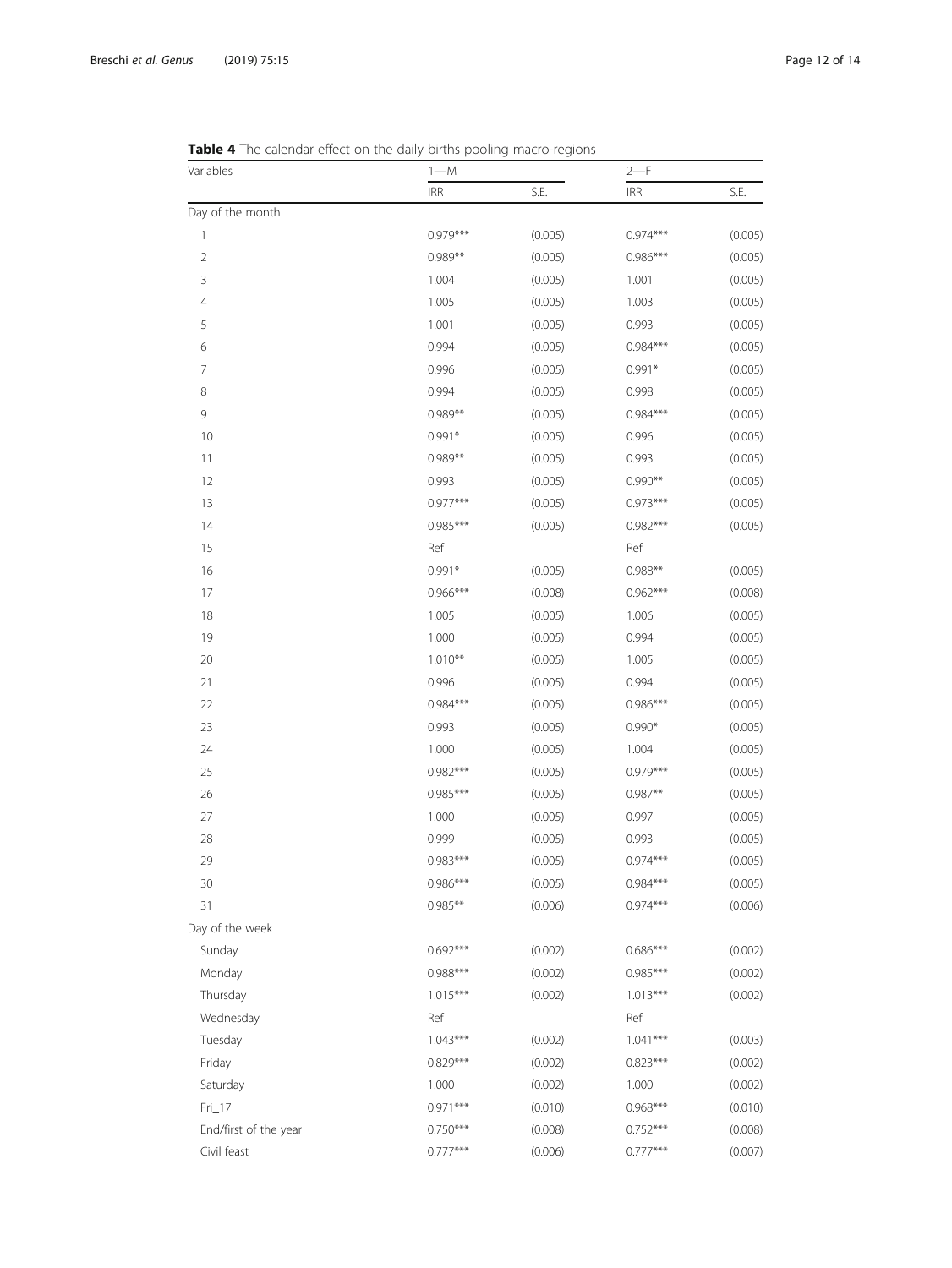**Table 4** The calendar effect on the daily births pooling macro-regions

| Variables | 1—M | | 2—F | |
|---|---|---|---|---|
| | IRR | S.E. | IRR | S.E. |
| Day of the month | | | | |
| 1 | 0.979*** | (0.005) | 0.974*** | (0.005) |
| 2 | 0.989** | (0.005) | 0.986*** | (0.005) |
| 3 | 1.004 | (0.005) | 1.001 | (0.005) |
| 4 | 1.005 | (0.005) | 1.003 | (0.005) |
| 5 | 1.001 | (0.005) | 0.993 | (0.005) |
| 6 | 0.994 | (0.005) | 0.984*** | (0.005) |
| 7 | 0.996 | (0.005) | 0.991* | (0.005) |
| 8 | 0.994 | (0.005) | 0.998 | (0.005) |
| 9 | 0.989** | (0.005) | 0.984*** | (0.005) |
| 10 | 0.991* | (0.005) | 0.996 | (0.005) |
| 11 | 0.989** | (0.005) | 0.993 | (0.005) |
| 12 | 0.993 | (0.005) | 0.990** | (0.005) |
| 13 | 0.977*** | (0.005) | 0.973*** | (0.005) |
| 14 | 0.985*** | (0.005) | 0.982*** | (0.005) |
| 15 | Ref | | Ref | |
| 16 | 0.991* | (0.005) | 0.988** | (0.005) |
| 17 | 0.966*** | (0.008) | 0.962*** | (0.008) |
| 18 | 1.005 | (0.005) | 1.006 | (0.005) |
| 19 | 1.000 | (0.005) | 0.994 | (0.005) |
| 20 | 1.010** | (0.005) | 1.005 | (0.005) |
| 21 | 0.996 | (0.005) | 0.994 | (0.005) |
| 22 | 0.984*** | (0.005) | 0.986*** | (0.005) |
| 23 | 0.993 | (0.005) | 0.990* | (0.005) |
| 24 | 1.000 | (0.005) | 1.004 | (0.005) |
| 25 | 0.982*** | (0.005) | 0.979*** | (0.005) |
| 26 | 0.985*** | (0.005) | 0.987** | (0.005) |
| 27 | 1.000 | (0.005) | 0.997 | (0.005) |
| 28 | 0.999 | (0.005) | 0.993 | (0.005) |
| 29 | 0.983*** | (0.005) | 0.974*** | (0.005) |
| 30 | 0.986*** | (0.005) | 0.984*** | (0.005) |
| 31 | 0.985** | (0.006) | 0.974*** | (0.006) |
| Day of the week | | | | |
| Sunday | 0.692*** | (0.002) | 0.686*** | (0.002) |
| Monday | 0.988*** | (0.002) | 0.985*** | (0.002) |
| Thursday | 1.015*** | (0.002) | 1.013*** | (0.002) |
| Wednesday | Ref | | Ref | |
| Tuesday | 1.043*** | (0.002) | 1.041*** | (0.003) |
| Friday | 0.829*** | (0.002) | 0.823*** | (0.002) |
| Saturday | 1.000 | (0.002) | 1.000 | (0.002) |
| Fri_17 | 0.971*** | (0.010) | 0.968*** | (0.010) |
| End/first of the year | 0.750*** | (0.008) | 0.752*** | (0.008) |
| Civil feast | 0.777*** | (0.006) | 0.777*** | (0.007) |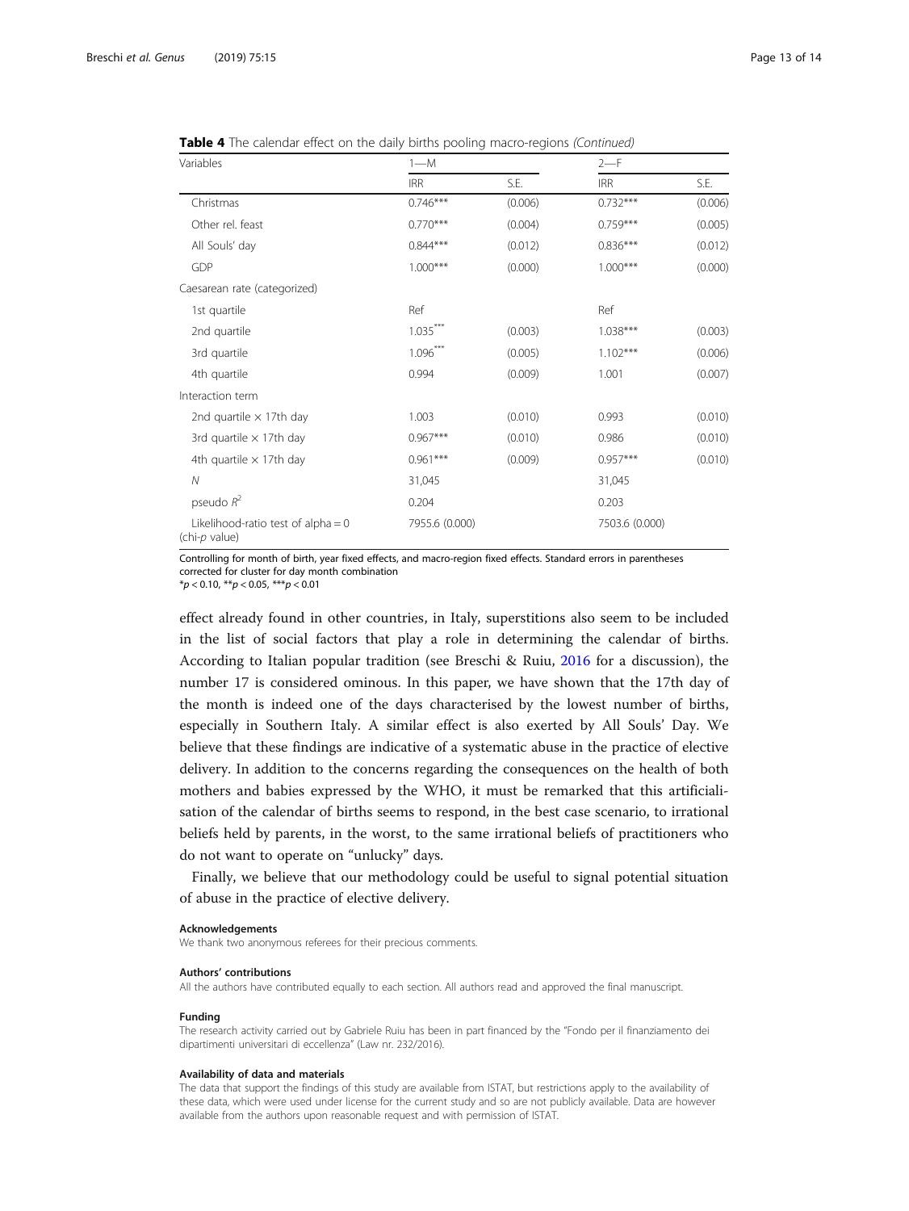**Table 4** The calendar effect on the daily births pooling macro-regions *(Continued)*

| Variables | 1—M | | 2—F | |
|---|---|---|---|---|
| | IRR | S.E. | IRR | S.E. |
| Christmas | 0.746*** | (0.006) | 0.732*** | (0.006) |
| Other rel. feast | 0.770*** | (0.004) | 0.759*** | (0.005) |
| All Souls' day | 0.844*** | (0.012) | 0.836*** | (0.012) |
| GDP | 1.000*** | (0.000) | 1.000*** | (0.000) |
| Caesarean rate (categorized) | | | | |
| 1st quartile | Ref | | Ref | |
| 2nd quartile | 1.035*** | (0.003) | 1.038*** | (0.003) |
| 3rd quartile | 1.096*** | (0.005) | 1.102*** | (0.006) |
| 4th quartile | 0.994 | (0.009) | 1.001 | (0.007) |
| Interaction term | | | | |
| 2nd quartile × 17th day | 1.003 | (0.010) | 0.993 | (0.010) |
| 3rd quartile × 17th day | 0.967*** | (0.010) | 0.986 | (0.010) |
| 4th quartile × 17th day | 0.961*** | (0.009) | 0.957*** | (0.010) |
| *N* | 31,045 | | 31,045 | |
| pseudo $R^2$ | 0.204 | | 0.203 | |
| Likelihood-ratio test of alpha = 0 (chi-*p* value) | 7955.6 (0.000) | | 7503.6 (0.000) | |

Controlling for month of birth, year fixed effects, and macro-region fixed effects. Standard errors in parentheses corrected for cluster for day month combination
*$p < 0.10$, **$p < 0.05$, ***$p < 0.01$

effect already found in other countries, in Italy, superstitions also seem to be included in the list of social factors that play a role in determining the calendar of births. According to Italian popular tradition (see Breschi & Ruiu, 2016 for a discussion), the number 17 is considered ominous. In this paper, we have shown that the 17th day of the month is indeed one of the days characterised by the lowest number of births, especially in Southern Italy. A similar effect is also exerted by All Souls' Day. We believe that these findings are indicative of a systematic abuse in the practice of elective delivery. In addition to the concerns regarding the consequences on the health of both mothers and babies expressed by the WHO, it must be remarked that this artificialisation of the calendar of births seems to respond, in the best case scenario, to irrational beliefs held by parents, in the worst, to the same irrational beliefs of practitioners who do not want to operate on "unlucky" days.

Finally, we believe that our methodology could be useful to signal potential situation of abuse in the practice of elective delivery.

#### Acknowledgements
We thank two anonymous referees for their precious comments.

#### Authors' contributions
All the authors have contributed equally to each section. All authors read and approved the final manuscript.

#### Funding
The research activity carried out by Gabriele Ruiu has been in part financed by the "Fondo per il finanziamento dei dipartimenti universitari di eccellenza" (Law nr. 232/2016).

#### Availability of data and materials
The data that support the findings of this study are available from ISTAT, but restrictions apply to the availability of these data, which were used under license for the current study and so are not publicly available. Data are however available from the authors upon reasonable request and with permission of ISTAT.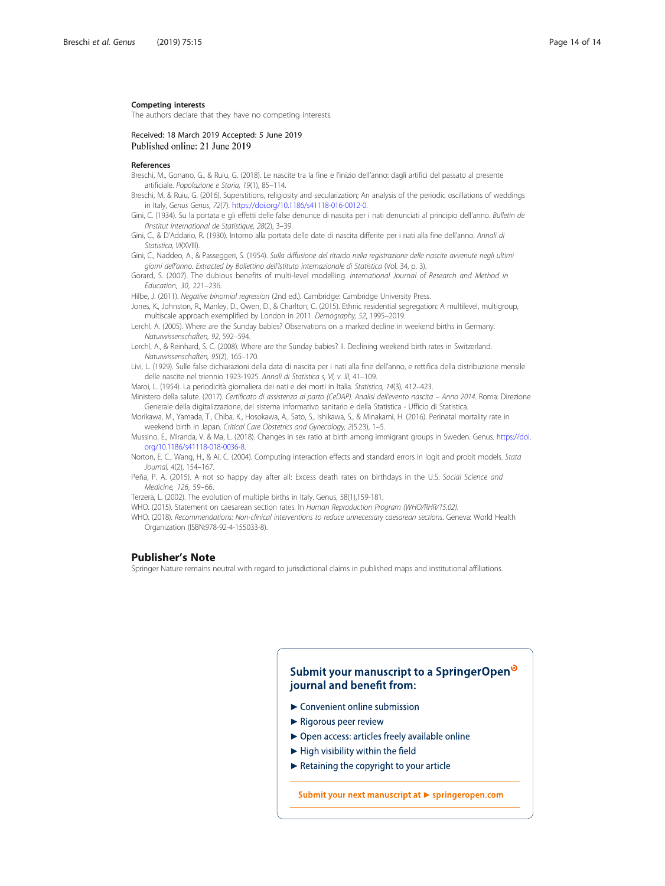#### Competing interests
The authors declare that they have no competing interests.

Received: 18 March 2019 Accepted: 5 June 2019
Published online: 21 June 2019

#### References
Breschi, M., Gonano, G., & Ruiu, G. (2018). Le nascite tra la fine e l'inizio dell'anno: dagli artifici del passato al presente artificiale. *Popolazione e Storia, 19*(1), 85–114.

Breschi, M. & Ruiu, G. (2016). Superstitions, religiosity and secularization; An analysis of the periodic oscillations of weddings in Italy, *Genus Genus, 72*(7). https://doi.org/10.1186/s41118-016-0012-0.

Gini, C. (1934). Su la portata e gli effetti delle false denunce di nascita per i nati denunciati al principio dell'anno. *Bulletin de l'Institut International de Statistique, 28*(2), 3–39.

Gini, C., & D'Addario, R. (1930). Intorno alla portata delle date di nascita differite per i nati alla fine dell'anno. *Annali di Statistica, VI*(XVIII).

Gini, C., Naddeo, A., & Passeggeri, S. (1954). *Sulla diffusione del ritardo nella registrazione delle nascite avvenute negli ultimi giorni dell'anno. Extracted by Bollettino dell'Istituto internazionale di Statistica* (Vol. 34, p. 3).

Gorard, S. (2007). The dubious benefits of multi-level modelling. *International Journal of Research and Method in Education, 30*, 221–236.

Hilbe, J. (2011). *Negative binomial regression* (2nd ed.). Cambridge: Cambridge University Press.

Jones, K., Johnston, R., Manley, D., Owen, D., & Charlton, C. (2015). Ethnic residential segregation: A multilevel, multigroup, multiscale approach exemplified by London in 2011. *Demography, 52*, 1995–2019.

Lerchl, A. (2005). Where are the Sunday babies? Observations on a marked decline in weekend births in Germany. *Naturwissenschaften, 92*, 592–594.

Lerchl, A., & Reinhard, S. C. (2008). Where are the Sunday babies? II. Declining weekend birth rates in Switzerland. *Naturwissenschaften, 95*(2), 165–170.

Livi, L. (1929). Sulle false dichiarazioni della data di nascita per i nati alla fine dell'anno, e rettifica della distribuzione mensile delle nascite nel triennio 1923-1925. *Annali di Statistica s, VI, v. III*, 41–109.

Maroi, L. (1954). La periodicità giornaliera dei nati e dei morti in Italia. *Statistica, 14*(3), 412–423.

Ministero della salute. (2017). *Certificato di assistenza al parto (CeDAP). Analisi dell'evento nascita – Anno 2014*. Roma: Direzione Generale della digitalizzazione, del sistema informativo sanitario e della Statistica - Ufficio di Statistica.

Morikawa, M., Yamada, T., Chiba, K., Hosokawa, A., Sato, S., Ishikawa, S., & Minakami, H. (2016). Perinatal mortality rate in weekend birth in Japan. *Critical Care Obstetrics and Gynecology, 2*(5.23), 1–5.

Mussino, E., Miranda, V. & Ma, L. (2018). Changes in sex ratio at birth among immigrant groups in Sweden. Genus. https://doi.org/10.1186/s41118-018-0036-8.

Norton, E. C., Wang, H., & Ai, C. (2004). Computing interaction effects and standard errors in logit and probit models. *Stata Journal, 4*(2), 154–167.

Peña, P. A. (2015). A not so happy day after all: Excess death rates on birthdays in the U.S. *Social Science and Medicine, 126*, 59–66.

Terzera, L. (2002). The evolution of multiple births in Italy. Genus, 58(1),159-181.

WHO. (2015). Statement on caesarean section rates. In *Human Reproduction Program (WHO/RHR/15.02)*.

WHO. (2018). *Recommendations: Non-clinical interventions to reduce unnecessary caesarean sections*. Geneva: World Health Organization (ISBN:978-92-4-155033-8).

## Publisher's Note
Springer Nature remains neutral with regard to jurisdictional claims in published maps and institutional affiliations.

**Submit your manuscript to a SpringerOpen journal and benefit from:**

- ► Convenient online submission
- ► Rigorous peer review
- ► Open access: articles freely available online
- ► High visibility within the field
- ► Retaining the copyright to your article

**Submit your next manuscript at ► springeropen.com**